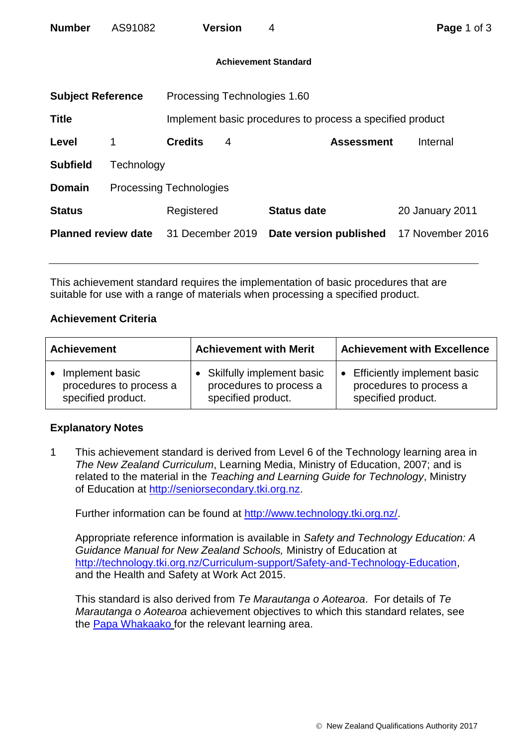| **Number** | AS91082 | **Version** | 4 |
|---|---|---|---|

**Achievement Standard**

| | | | | | |
|---|---|---|---|---|---|
| **Subject Reference** | Processing Technologies 1.60 | | | | |
| **Title** | Implement basic procedures to process a specified product | | | | |
| **Level** | 1 | **Credits** | 4 | **Assessment** | Internal |
| **Subfield** | Technology | | | | |
| **Domain** | Processing Technologies | | | | |
| **Status** | Registered | **Status date** | 20 January 2011 | | |
| **Planned review date** | 31 December 2019 | **Date version published** | 17 November 2016 | | |

This achievement standard requires the implementation of basic procedures that are suitable for use with a range of materials when processing a specified product.

## Achievement Criteria

| Achievement | Achievement with Merit | Achievement with Excellence |
|---|---|---|
| • Implement basic procedures to process a specified product. | • Skilfully implement basic procedures to process a specified product. | • Efficiently implement basic procedures to process a specified product. |

## Explanatory Notes

1 This achievement standard is derived from Level 6 of the Technology learning area in *The New Zealand Curriculum*, Learning Media, Ministry of Education, 2007; and is related to the material in the *Teaching and Learning Guide for Technology*, Ministry of Education at http://seniorsecondary.tki.org.nz.

Further information can be found at http://www.technology.tki.org.nz/.

Appropriate reference information is available in *Safety and Technology Education: A Guidance Manual for New Zealand Schools,* Ministry of Education at http://technology.tki.org.nz/Curriculum-support/Safety-and-Technology-Education, and the Health and Safety at Work Act 2015.

This standard is also derived from *Te Marautanga o Aotearoa*. For details of *Te Marautanga o Aotearoa* achievement objectives to which this standard relates, see the Papa Whakaako for the relevant learning area.

© New Zealand Qualifications Authority 2017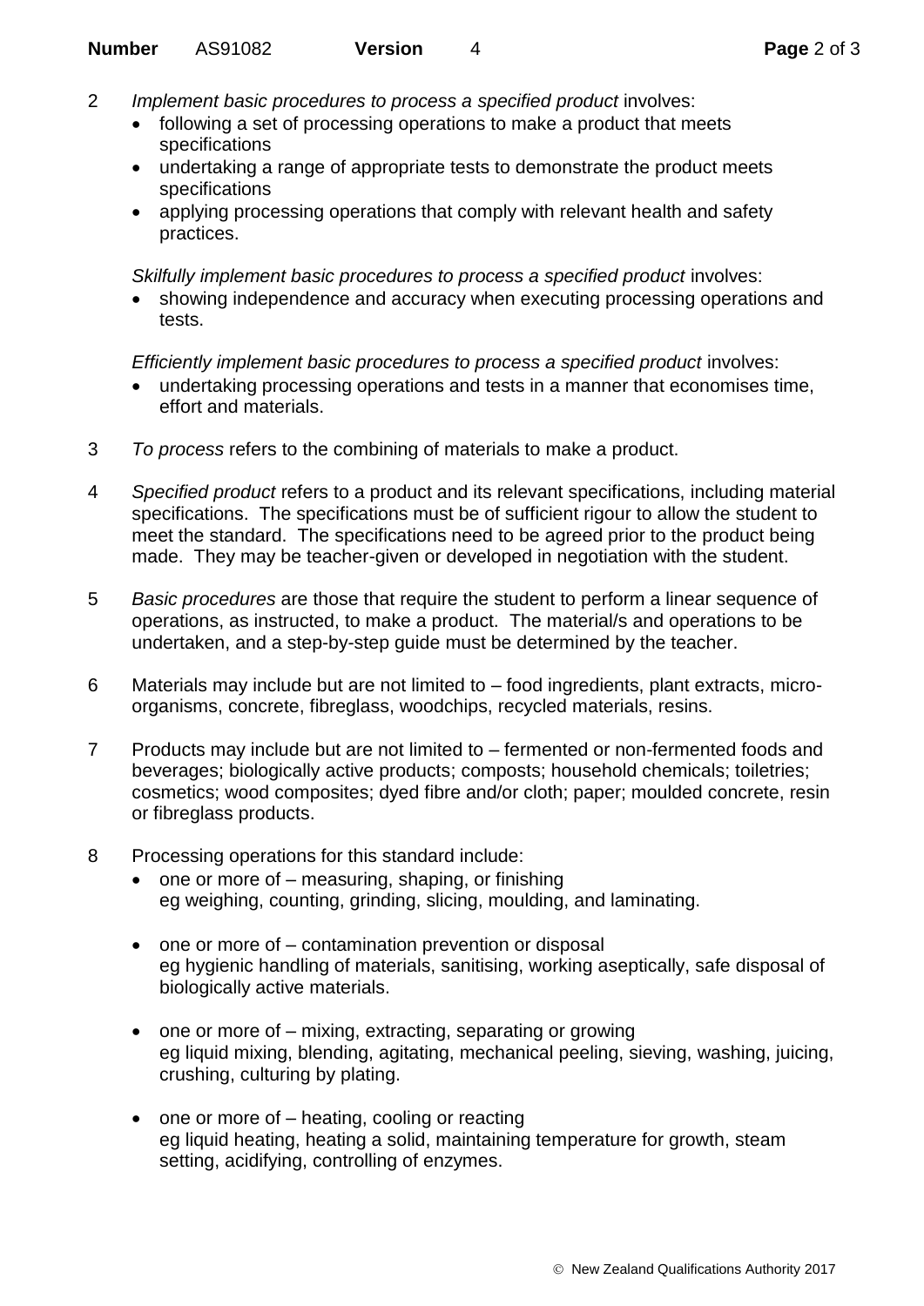2 *Implement basic procedures to process a specified product* involves:
   - following a set of processing operations to make a product that meets specifications
   - undertaking a range of appropriate tests to demonstrate the product meets specifications
   - applying processing operations that comply with relevant health and safety practices.

   *Skilfully implement basic procedures to process a specified product* involves:
   - showing independence and accuracy when executing processing operations and tests.

   *Efficiently implement basic procedures to process a specified product* involves:
   - undertaking processing operations and tests in a manner that economises time, effort and materials.

3 *To process* refers to the combining of materials to make a product.

4 *Specified product* refers to a product and its relevant specifications, including material specifications. The specifications must be of sufficient rigour to allow the student to meet the standard. The specifications need to be agreed prior to the product being made. They may be teacher-given or developed in negotiation with the student.

5 *Basic procedures* are those that require the student to perform a linear sequence of operations, as instructed, to make a product. The material/s and operations to be undertaken, and a step-by-step guide must be determined by the teacher.

6 Materials may include but are not limited to – food ingredients, plant extracts, micro-organisms, concrete, fibreglass, woodchips, recycled materials, resins.

7 Products may include but are not limited to – fermented or non-fermented foods and beverages; biologically active products; composts; household chemicals; toiletries; cosmetics; wood composites; dyed fibre and/or cloth; paper; moulded concrete, resin or fibreglass products.

8 Processing operations for this standard include:
   - one or more of – measuring, shaping, or finishing
     eg weighing, counting, grinding, slicing, moulding, and laminating.
   - one or more of – contamination prevention or disposal
     eg hygienic handling of materials, sanitising, working aseptically, safe disposal of biologically active materials.
   - one or more of – mixing, extracting, separating or growing
     eg liquid mixing, blending, agitating, mechanical peeling, sieving, washing, juicing, crushing, culturing by plating.
   - one or more of – heating, cooling or reacting
     eg liquid heating, heating a solid, maintaining temperature for growth, steam setting, acidifying, controlling of enzymes.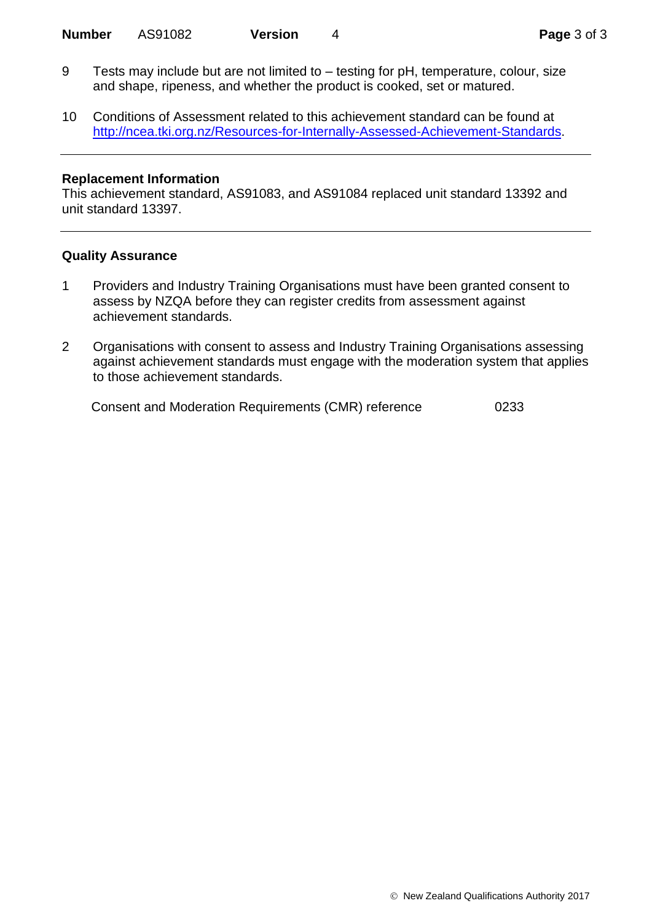9 Tests may include but are not limited to – testing for pH, temperature, colour, size and shape, ripeness, and whether the product is cooked, set or matured.

10 Conditions of Assessment related to this achievement standard can be found at [http://ncea.tki.org.nz/Resources-for-Internally-Assessed-Achievement-Standards](http://ncea.tki.org.nz/Resources-for-Internally-Assessed-Achievement-Standards).

---

**Replacement Information**

This achievement standard, AS91083, and AS91084 replaced unit standard 13392 and unit standard 13397.

---

**Quality Assurance**

1 Providers and Industry Training Organisations must have been granted consent to assess by NZQA before they can register credits from assessment against achievement standards.

2 Organisations with consent to assess and Industry Training Organisations assessing against achievement standards must engage with the moderation system that applies to those achievement standards.

Consent and Moderation Requirements (CMR) reference 0233